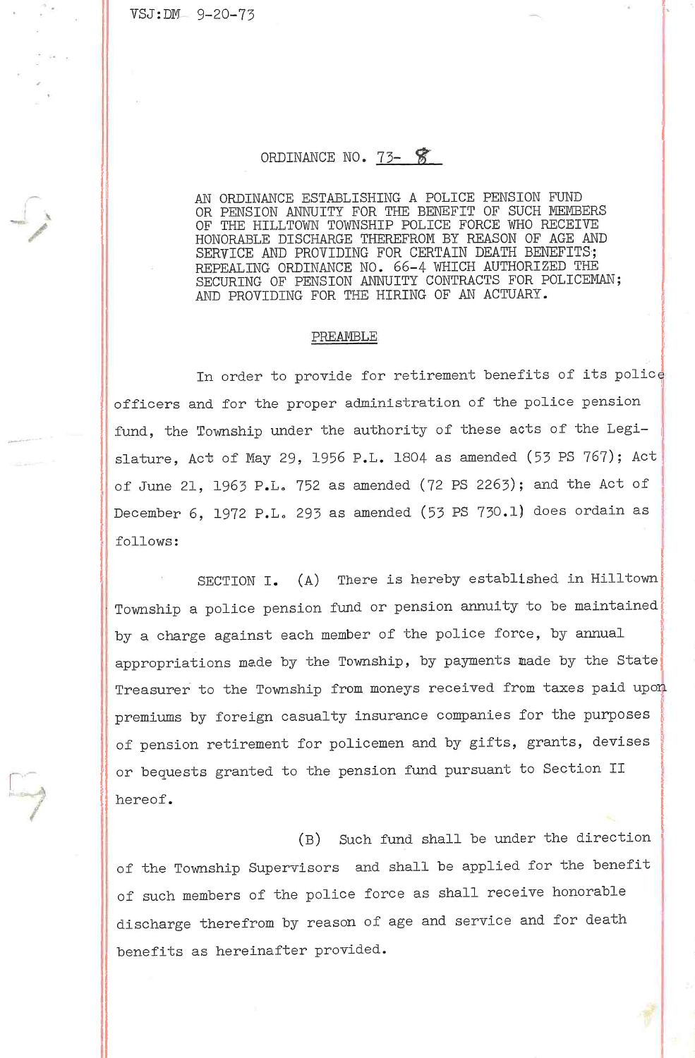VSJ:DM 9-20-73

ORDINANCE NO. 73- 8

AN ORDINANCE ESTABLISHING A POLICE PENSION FUND OR PENSION ANNUITY FOR THE BENEFIT OF SUCH MEMBERS OF THE HILLTOWN TOWNSHIP POLICE FORCE WHO RECEIVE HONORABLE DISCHARGE THEREFROM BY REASON OF AGE AND SERVICE AND PROVIDING FOR CERTAIN DEATH BENEFITS; REPEALING ORDINANCE NO. 66-4 WHICH AUTHORIZED THE SECURING OF PENSION ANNUITY CONTRACTS FOR POLICEMAN; AND PROVIDING FOR THE HIRING OF AN ACTUARY.

## PREAMBLE

In order to provide for retirement benefits of its police officers and for the proper administration of the police pension fund, the Township under the authority of these acts of the Legislature, Act of May 29, 1956 P.L. 1804 as amended (53 PS 767); Act of June 21, 1963 P.L. 752 as amended (72 PS 2263); and the Act of December 6, 1972 P.L. 293 as amended (53 PS 730.1) does ordain as follows:

SECTION I. (A) There is hereby established in Hilltown Township a police pension fund or pension annuity to be maintained by a charge against each member of the police force, by annual appropriations made by the Township, by payments made by the State Treasurer to the Township from moneys received from taxes paid upon premiums by foreign casualty insurance companies for the purposes of pension retirement for policemen and by gifts, grants, devises or bequests granted to the pension fund pursuant to Section II hereof.

(B) Such fund shall be under the direction of the Township Supervisors and shall be applied for the benefit of such members of the police force as shall receive honorable discharge therefrom by reason of age and service and for death benefits as hereinafter provided.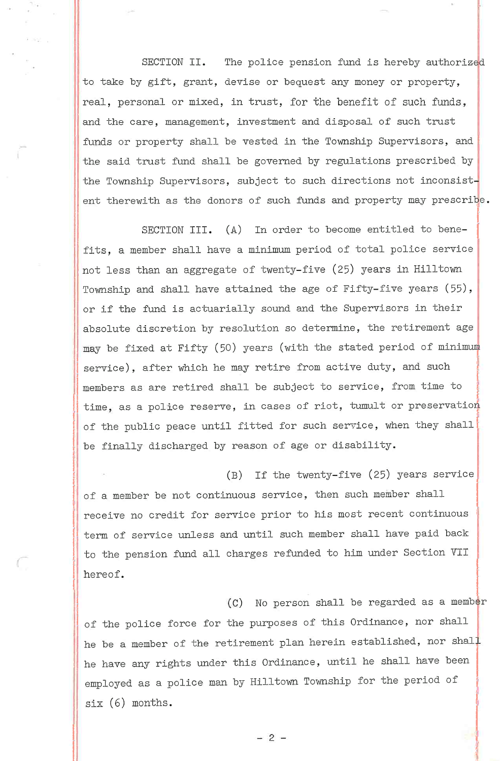SECTION II. The police pension fund is hereby authorized to take by gift, grant, devise or bequest any money or property, real, personal or mixed, in trust, for the benefit of such funds, and the care, management, investment and disposal of such trust funds or property shall be vested in the Township Supervisors, and the said trust fund shall be governed by regulations prescribed by the Township Supervisors, subject to such directions not inconsistent therewith as the donors of such funds and property may prescribe.

SECTION III. (A) In order to become entitled to benefits, a member shall have a minimum period of total police service not less than an aggregate of twenty-five (25) years in Hilltown Township and shall have attained the age of Fifty-five years (55), or if the fund is actuarially sound and the Supervisors in their absolute discretion by resolution so determine, the retirement age may be fixed at Fifty (50) years (with the stated period of minimum service), after which he may retire from active duty, and such members as are retired shall be subject to service, from time to time, as a police reserve, in cases of riot, tumult or preservation of the public peace until fitted for such service, when they shall be finally discharged by reason of age or disability.

(B) If the twenty-five (25) years service of a member be not continuous service, then such member shall receive no credit for service prior to his most recent continuous term of service unless and until such member shall have paid back to the pension fund all charges refunded to him under Section VII hereof.

(C) No person shall be regarded as a member of the police force for the purposes of this Ordinance, nor shall he be a member of the retirement plan herein established, nor shall he have any rights under this Ordinance, until he shall have been employed as a police man by Hilltown Township for the period of six (6) months.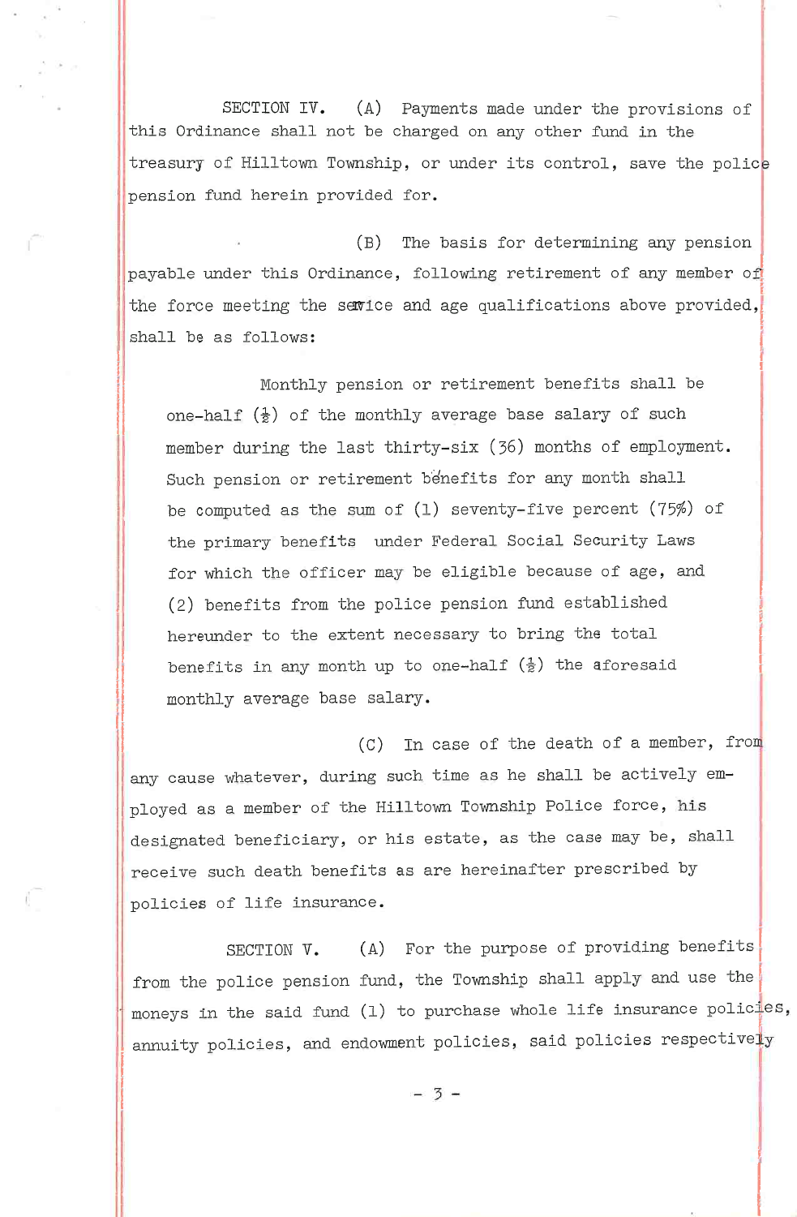SECTION IV. (A) Payments made under the provisions of this Ordinance shall not be charged on any other fund in the treasury of Hilltown Township, or under its control, save the police pension fund herein provided for.

(B) The basis for determining any pension payable under this Ordinance, following retirement of any member of the force meeting the service and age qualifications above provided, shall be as follows:

> Monthly pension or retirement benefits shall be one-half (½) of the monthly average base salary of such member during the last thirty-six (36) months of employment. Such pension or retirement benefits for any month shall be computed as the sum of (1) seventy-five percent (75%) of the primary benefits under Federal Social Security Laws for which the officer may be eligible because of age, and (2) benefits from the police pension fund established hereunder to the extent necessary to bring the total benefits in any month up to one-half (½) the aforesaid monthly average base salary.

(C) In case of the death of a member, from any cause whatever, during such time as he shall be actively employed as a member of the Hilltown Township Police force, his designated beneficiary, or his estate, as the case may be, shall receive such death benefits as are hereinafter prescribed by policies of life insurance.

SECTION V. (A) For the purpose of providing benefits from the police pension fund, the Township shall apply and use the moneys in the said fund (1) to purchase whole life insurance policies, annuity policies, and endowment policies, said policies respectively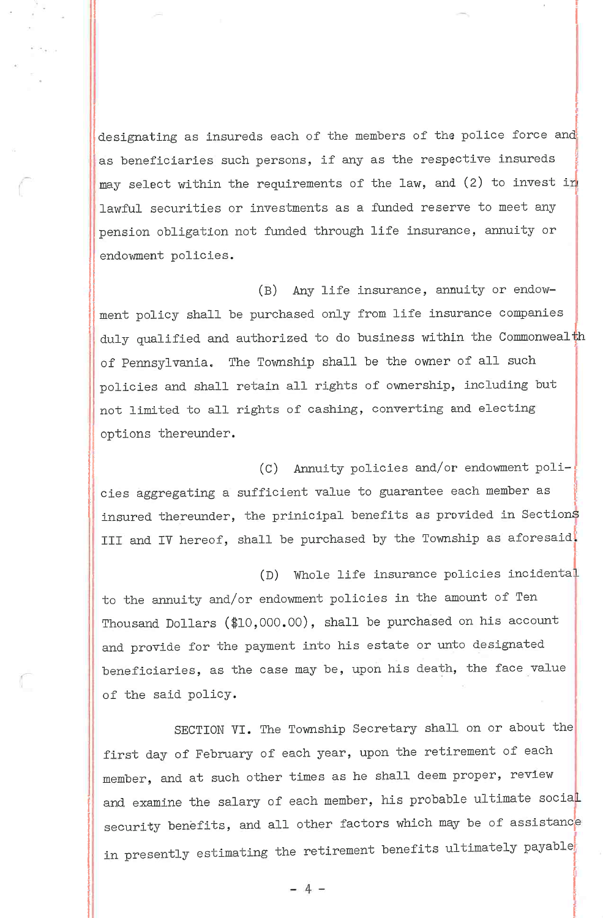designating as insureds each of the members of the police force and as beneficiaries such persons, if any as the respective insureds may select within the requirements of the law, and (2) to invest in lawful securities or investments as a funded reserve to meet any pension obligation not funded through life insurance, annuity or endowment policies.

(B) Any life insurance, annuity or endowment policy shall be purchased only from life insurance companies duly qualified and authorized to do business within the Commonwealth of Pennsylvania. The Township shall be the owner of all such policies and shall retain all rights of ownership, including but not limited to all rights of cashing, converting and electing options thereunder.

(C) Annuity policies and/or endowment policies aggregating a sufficient value to guarantee each member as insured thereunder, the pirincipal benefits as provided in Sections III and IV hereof, shall be purchased by the Township as aforesaid.

(D) Whole life insurance policies incidental to the annuity and/or endowment policies in the amount of Ten Thousand Dollars ($10,000.00), shall be purchased on his account and provide for the payment into his estate or unto designated beneficiaries, as the case may be, upon his death, the face value of the said policy.

SECTION VI. The Township Secretary shall on or about the first day of February of each year, upon the retirement of each member, and at such other times as he shall deem proper, review and examine the salary of each member, his probable ultimate social security benefits, and all other factors which may be of assistance in presently estimating the retirement benefits ultimately payable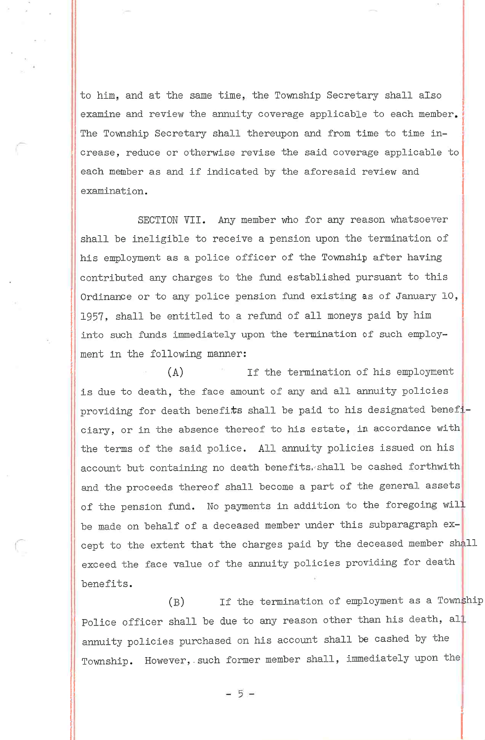to him, and at the same time, the Township Secretary shall also examine and review the annuity coverage applicable to each member. The Township Secretary shall thereupon and from time to time increase, reduce or otherwise revise the said coverage applicable to each member as and if indicated by the aforesaid review and examination.

SECTION VII. Any member who for any reason whatsoever shall be ineligible to receive a pension upon the termination of his employment as a police officer of the Township after having contributed any charges to the fund established pursuant to this Ordinance or to any police pension fund existing as of January 10, 1957, shall be entitled to a refund of all moneys paid by him into such funds immediately upon the termination of such employment in the following manner:

(A) If the termination of his employment is due to death, the face amount of any and all annuity policies providing for death benefits shall be paid to his designated beneficiary, or in the absence thereof to his estate, in accordance with the terms of the said police. All annuity policies issued on his account but containing no death benefits shall be cashed forthwith and the proceeds thereof shall become a part of the general assets of the pension fund. No payments in addition to the foregoing will be made on behalf of a deceased member under this subparagraph except to the extent that the charges paid by the deceased member shall exceed the face value of the annuity policies providing for death benefits.

(B) If the termination of employment as a Township Police officer shall be due to any reason other than his death, all annuity policies purchased on his account shall be cashed by the Township. However, such former member shall, immediately upon the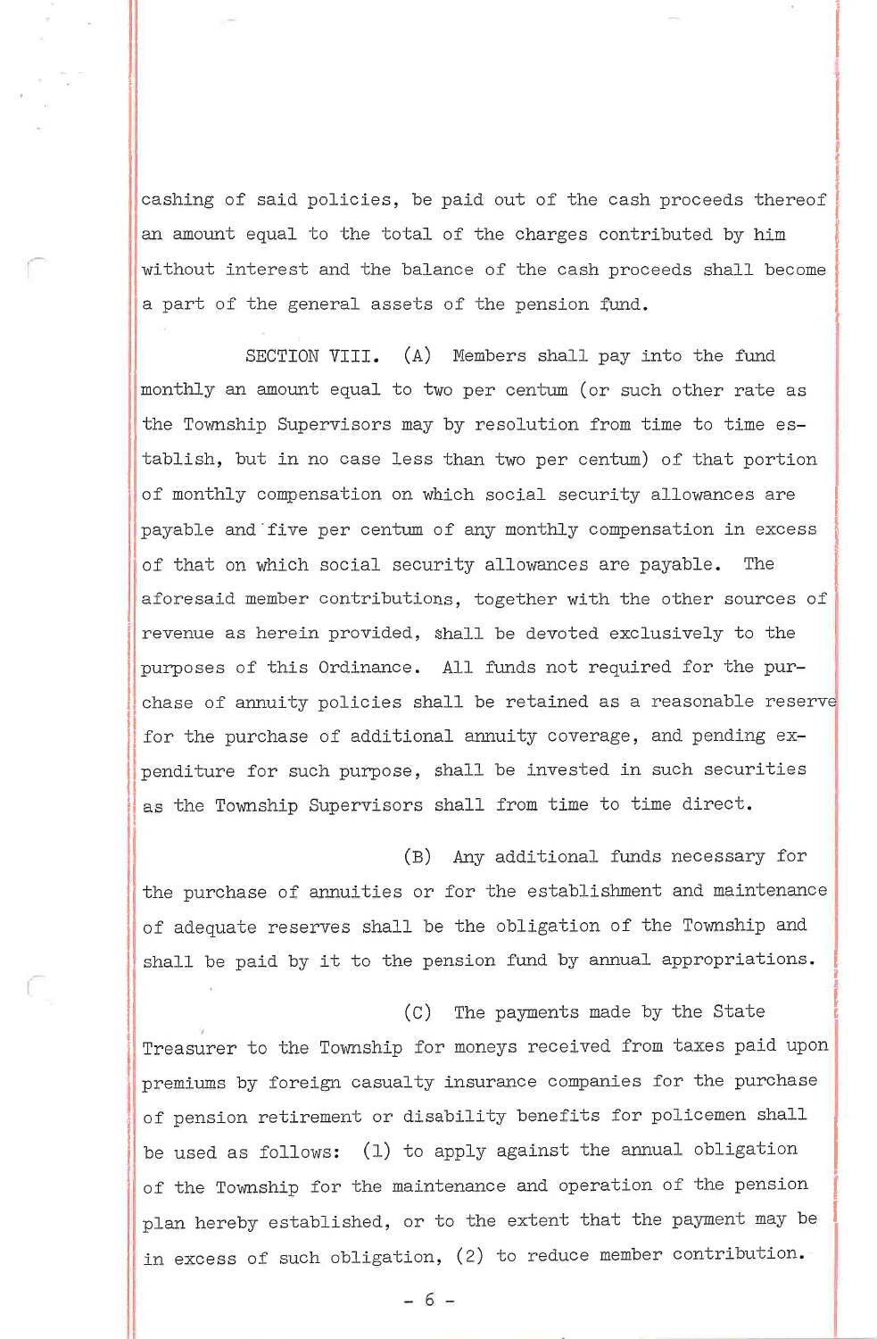cashing of said policies, be paid out of the cash proceeds thereof an amount equal to the total of the charges contributed by him without interest and the balance of the cash proceeds shall become a part of the general assets of the pension fund.

SECTION VIII. (A) Members shall pay into the fund monthly an amount equal to two per centum (or such other rate as the Township Supervisors may by resolution from time to time establish, but in no case less than two per centum) of that portion of monthly compensation on which social security allowances are payable and five per centum of any monthly compensation in excess of that on which social security allowances are payable. The aforesaid member contributions, together with the other sources of revenue as herein provided, shall be devoted exclusively to the purposes of this Ordinance. All funds not required for the purchase of annuity policies shall be retained as a reasonable reserve for the purchase of additional annuity coverage, and pending expenditure for such purpose, shall be invested in such securities as the Township Supervisors shall from time to time direct.

(B) Any additional funds necessary for the purchase of annuities or for the establishment and maintenance of adequate reserves shall be the obligation of the Township and shall be paid by it to the pension fund by annual appropriations.

(C) The payments made by the State Treasurer to the Township for moneys received from taxes paid upon premiums by foreign casualty insurance companies for the purchase of pension retirement or disability benefits for policemen shall be used as follows: (1) to apply against the annual obligation of the Township for the maintenance and operation of the pension plan hereby established, or to the extent that the payment may be in excess of such obligation, (2) to reduce member contribution.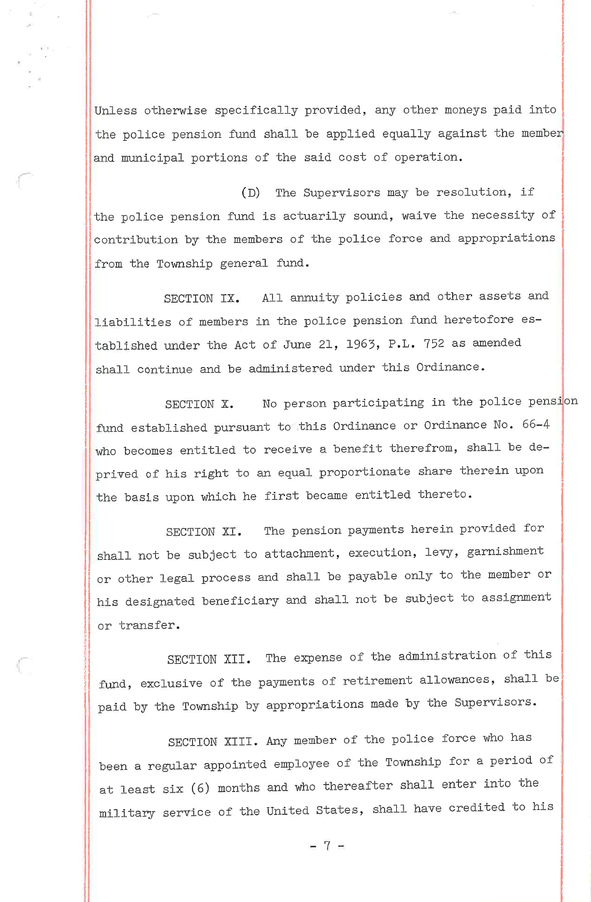Unless otherwise specifically provided, any other moneys paid into the police pension fund shall be applied equally against the member and municipal portions of the said cost of operation.

(D) The Supervisors may be resolution, if the police pension fund is actuarily sound, waive the necessity of contribution by the members of the police force and appropriations from the Township general fund.

SECTION IX. All annuity policies and other assets and liabilities of members in the police pension fund heretofore established under the Act of June 21, 1963, P.L. 752 as amended shall continue and be administered under this Ordinance.

SECTION X. No person participating in the police pension fund established pursuant to this Ordinance or Ordinance No. 66-4 who becomes entitled to receive a benefit therefrom, shall be deprived of his right to an equal proportionate share therein upon the basis upon which he first became entitled thereto.

SECTION XI. The pension payments herein provided for shall not be subject to attachment, execution, levy, garnishment or other legal process and shall be payable only to the member or his designated beneficiary and shall not be subject to assignment or transfer.

SECTION XII. The expense of the administration of this fund, exclusive of the payments of retirement allowances, shall be paid by the Township by appropriations made by the Supervisors.

SECTION XIII. Any member of the police force who has been a regular appointed employee of the Township for a period of at least six (6) months and who thereafter shall enter into the military service of the United States, shall have credited to his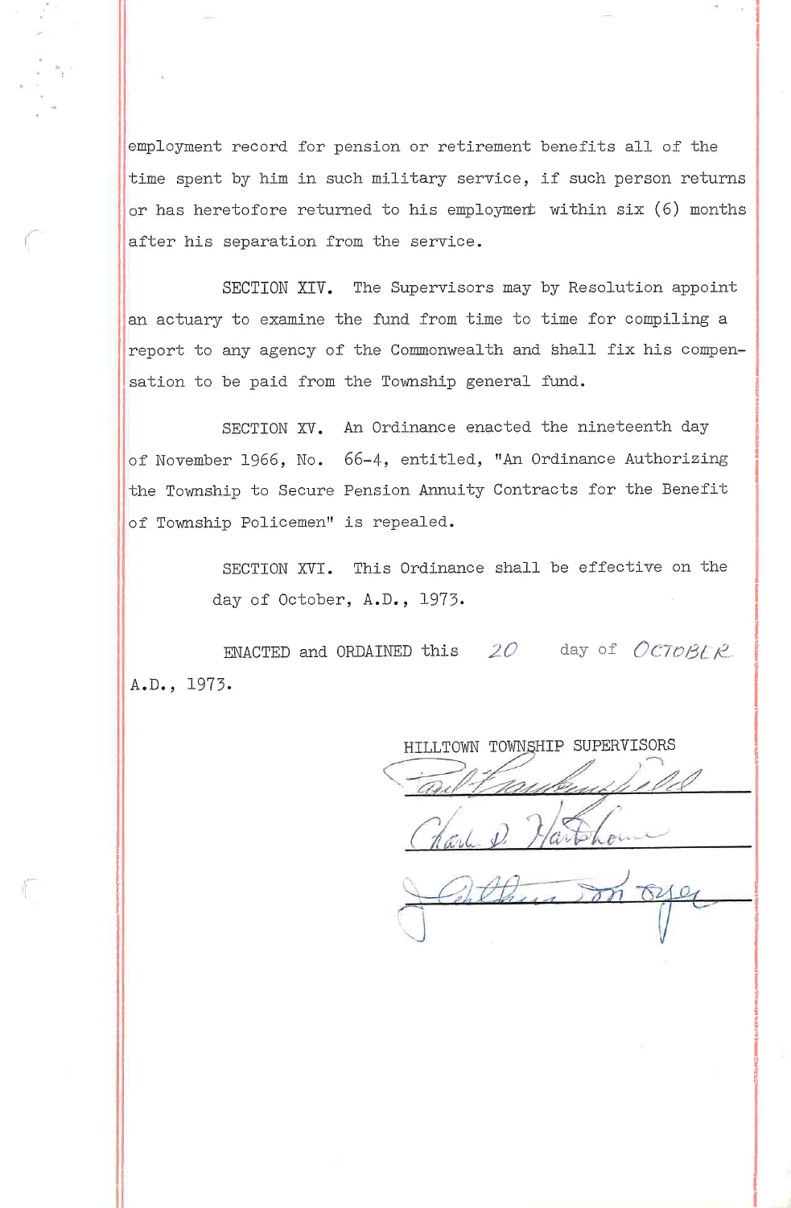employment record for pension or retirement benefits all of the time spent by him in such military service, if such person returns or has heretofore returned to his employment within six (6) months after his separation from the service.

SECTION XIV. The Supervisors may by Resolution appoint an actuary to examine the fund from time to time for compiling a report to any agency of the Commonwealth and shall fix his compensation to be paid from the Township general fund.

SECTION XV. An Ordinance enacted the nineteenth day of November 1966, No. 66-4, entitled, "An Ordinance Authorizing the Township to Secure Pension Annuity Contracts for the Benefit of Township Policemen" is repealed.

SECTION XVI. This Ordinance shall be effective on the day of October, A.D., 1973.

ENACTED and ORDAINED this 20 day of OCTOBER A.D., 1973.

HILLTOWN TOWNSHIP SUPERVISORS

Paul Frankenfield

Charles D. Hartshorne

Arthur M. Myer